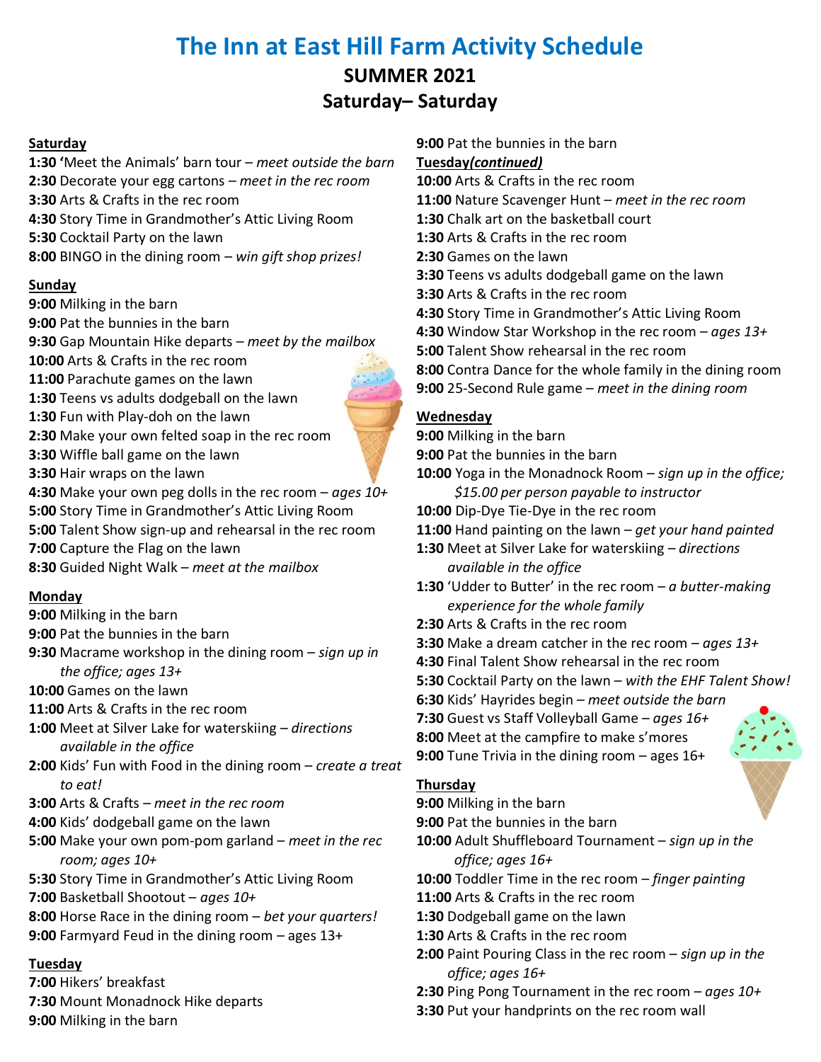# The Inn at East Hill Farm Activity Schedule

## SUMMER 2021

## Saturday– Saturday

**Saturday**

**1:30** ‘Meet the Animals’ barn tour – *meet outside the barn*
**2:30** Decorate your egg cartons – *meet in the rec room*
**3:30** Arts & Crafts in the rec room
**4:30** Story Time in Grandmother’s Attic Living Room
**5:30** Cocktail Party on the lawn
**8:00** BINGO in the dining room – *win gift shop prizes!*

**Sunday**

**9:00** Milking in the barn
**9:00** Pat the bunnies in the barn
**9:30** Gap Mountain Hike departs – *meet by the mailbox*
**10:00** Arts & Crafts in the rec room
**11:00** Parachute games on the lawn
**1:30** Teens vs adults dodgeball on the lawn
**1:30** Fun with Play-doh on the lawn
**2:30** Make your own felted soap in the rec room
**3:30** Wiffle ball game on the lawn
**3:30** Hair wraps on the lawn
**4:30** Make your own peg dolls in the rec room – *ages 10+*
**5:00** Story Time in Grandmother’s Attic Living Room
**5:00** Talent Show sign-up and rehearsal in the rec room
**7:00** Capture the Flag on the lawn
**8:30** Guided Night Walk – *meet at the mailbox*

**Monday**

**9:00** Milking in the barn
**9:00** Pat the bunnies in the barn
**9:30** Macrame workshop in the dining room – *sign up in the office; ages 13+*
**10:00** Games on the lawn
**11:00** Arts & Crafts in the rec room
**1:00** Meet at Silver Lake for waterskiing – *directions available in the office*
**2:00** Kids’ Fun with Food in the dining room – *create a treat to eat!*
**3:00** Arts & Crafts – *meet in the rec room*
**4:00** Kids’ dodgeball game on the lawn
**5:00** Make your own pom-pom garland – *meet in the rec room; ages 10+*
**5:30** Story Time in Grandmother’s Attic Living Room
**7:00** Basketball Shootout – *ages 10+*
**8:00** Horse Race in the dining room – *bet your quarters!*
**9:00** Farmyard Feud in the dining room – ages 13+

**Tuesday**

**7:00** Hikers’ breakfast
**7:30** Mount Monadnock Hike departs
**9:00** Milking in the barn
**9:00** Pat the bunnies in the barn

**Tuesday*(continued)***

**10:00** Arts & Crafts in the rec room
**11:00** Nature Scavenger Hunt – *meet in the rec room*
**1:30** Chalk art on the basketball court
**1:30** Arts & Crafts in the rec room
**2:30** Games on the lawn
**3:30** Teens vs adults dodgeball game on the lawn
**3:30** Arts & Crafts in the rec room
**4:30** Story Time in Grandmother’s Attic Living Room
**4:30** Window Star Workshop in the rec room – *ages 13+*
**5:00** Talent Show rehearsal in the rec room
**8:00** Contra Dance for the whole family in the dining room
**9:00** 25-Second Rule game – *meet in the dining room*

**Wednesday**

**9:00** Milking in the barn
**9:00** Pat the bunnies in the barn
**10:00** Yoga in the Monadnock Room – *sign up in the office; $15.00 per person payable to instructor*
**10:00** Dip-Dye Tie-Dye in the rec room
**11:00** Hand painting on the lawn – *get your hand painted*
**1:30** Meet at Silver Lake for waterskiing – *directions available in the office*
**1:30** ‘Udder to Butter’ in the rec room – *a butter-making experience for the whole family*
**2:30** Arts & Crafts in the rec room
**3:30** Make a dream catcher in the rec room – *ages 13+*
**4:30** Final Talent Show rehearsal in the rec room
**5:30** Cocktail Party on the lawn – *with the EHF Talent Show!*
**6:30** Kids’ Hayrides begin – *meet outside the barn*
**7:30** Guest vs Staff Volleyball Game – *ages 16+*
**8:00** Meet at the campfire to make s’mores
**9:00** Tune Trivia in the dining room – ages 16+

**Thursday**

**9:00** Milking in the barn
**9:00** Pat the bunnies in the barn
**10:00** Adult Shuffleboard Tournament – *sign up in the office; ages 16+*
**10:00** Toddler Time in the rec room – *finger painting*
**11:00** Arts & Crafts in the rec room
**1:30** Dodgeball game on the lawn
**1:30** Arts & Crafts in the rec room
**2:00** Paint Pouring Class in the rec room – *sign up in the office; ages 16+*
**2:30** Ping Pong Tournament in the rec room – *ages 10+*
**3:30** Put your handprints on the rec room wall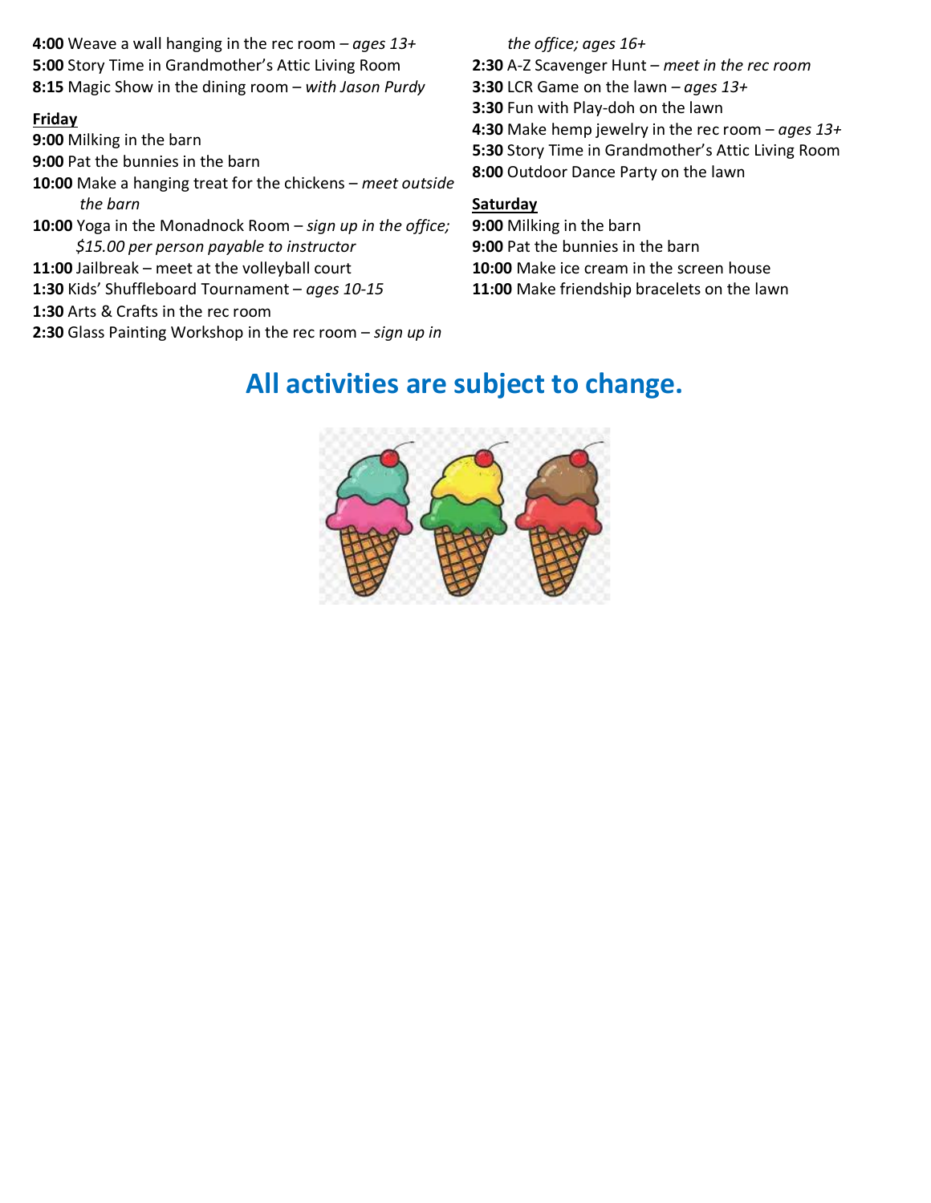**4:00** Weave a wall hanging in the rec room – *ages 13+*
**5:00** Story Time in Grandmother's Attic Living Room
**8:15** Magic Show in the dining room – *with Jason Purdy*

**Friday**

**9:00** Milking in the barn
**9:00** Pat the bunnies in the barn
**10:00** Make a hanging treat for the chickens – *meet outside the barn*
**10:00** Yoga in the Monadnock Room – *sign up in the office; $15.00 per person payable to instructor*
**11:00** Jailbreak – meet at the volleyball court
**1:30** Kids' Shuffleboard Tournament – *ages 10-15*
**1:30** Arts & Crafts in the rec room
**2:30** Glass Painting Workshop in the rec room – *sign up in the office; ages 16+*
**2:30** A-Z Scavenger Hunt – *meet in the rec room*
**3:30** LCR Game on the lawn – *ages 13+*
**3:30** Fun with Play-doh on the lawn
**4:30** Make hemp jewelry in the rec room – *ages 13+*
**5:30** Story Time in Grandmother's Attic Living Room
**8:00** Outdoor Dance Party on the lawn

**Saturday**

**9:00** Milking in the barn
**9:00** Pat the bunnies in the barn
**10:00** Make ice cream in the screen house
**11:00** Make friendship bracelets on the lawn

## All activities are subject to change.